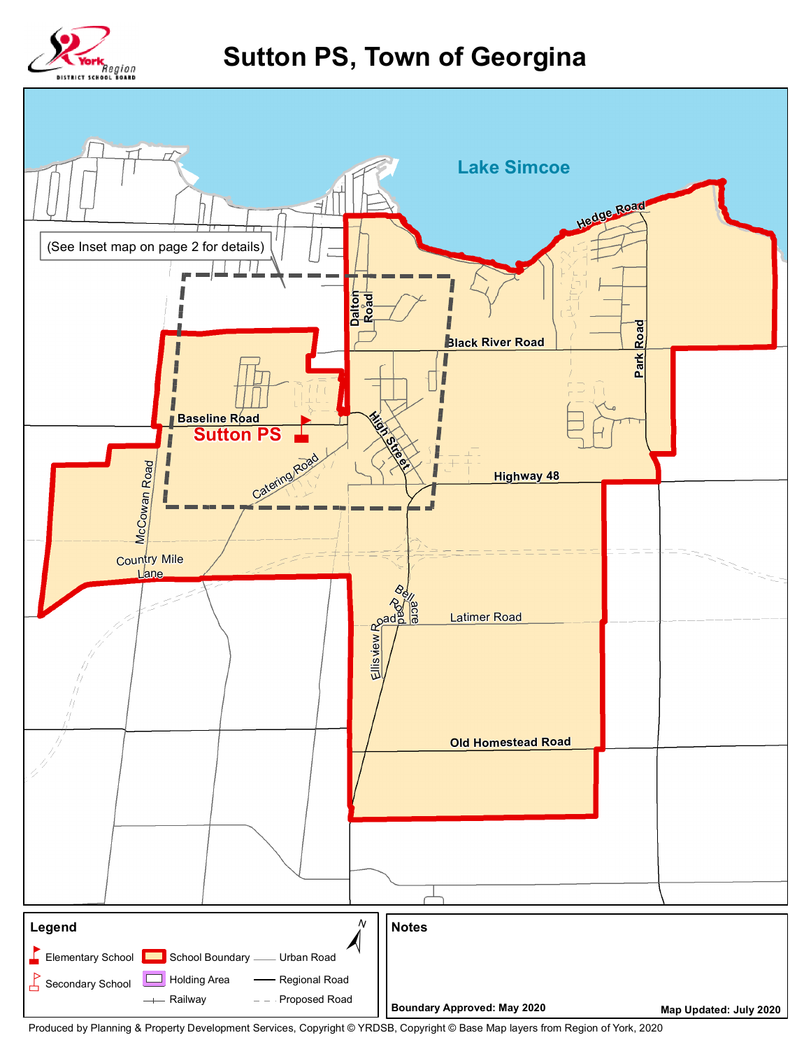# Sutton PS, Town of Georgina

York Region District School Board

Lake Simcoe

(See Inset map on page 2 for details)

Hedge Road

Dalton Road

Black River Road

Park Road

Baseline Road

**Sutton PS**

High Street

Catering Road

Highway 48

McCowan Road

Country Mile Lane

Bellacre Road

Ellisview Road

Latimer Road

Old Homestead Road

## Legend

- Elementary School
- Secondary School
- School Boundary
- Holding Area
- Railway
- Urban Road
- Regional Road
- Proposed Road

N

## Notes

Boundary Approved: May 2020

Map Updated: July 2020

Produced by Planning & Property Development Services, Copyright © YRDSB, Copyright © Base Map layers from Region of York, 2020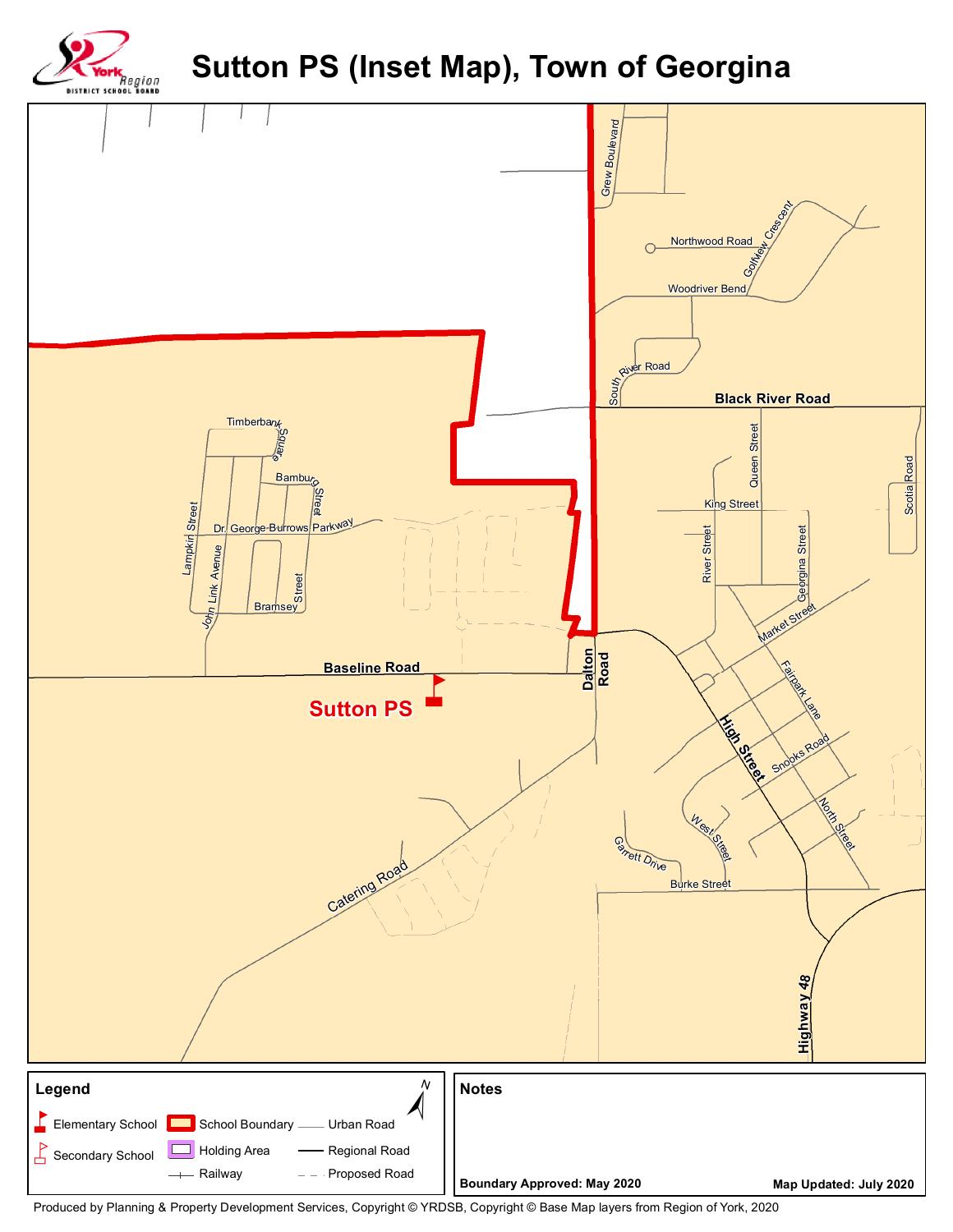# Sutton PS (Inset Map), Town of Georgina

Grew Boulevard
Northwood Road
Golfview Crescent
Woodriver Bend
South River Road
Black River Road
Queen Street
Scotia Road
King Street
River Street
Georgina Street
Market Street
Fairpark Lane
High Street
Snooks Road
North Street
West Street
Garrett Drive
Burke Street
Highway 48
Dalton Road
Baseline Road
Sutton PS
Catering Road
Timberbank Square
Bamburg Street
Dr. George-Burrows Parkway
Lampkin Street
John Link Avenue
Bramsey Street

## Legend

N

- Elementary School
- Secondary School
- School Boundary
- Holding Area
- Railway
- Urban Road
- Regional Road
- Proposed Road

## Notes

**Boundary Approved: May 2020**

**Map Updated: July 2020**

Produced by Planning & Property Development Services, Copyright © YRDSB, Copyright © Base Map layers from Region of York, 2020